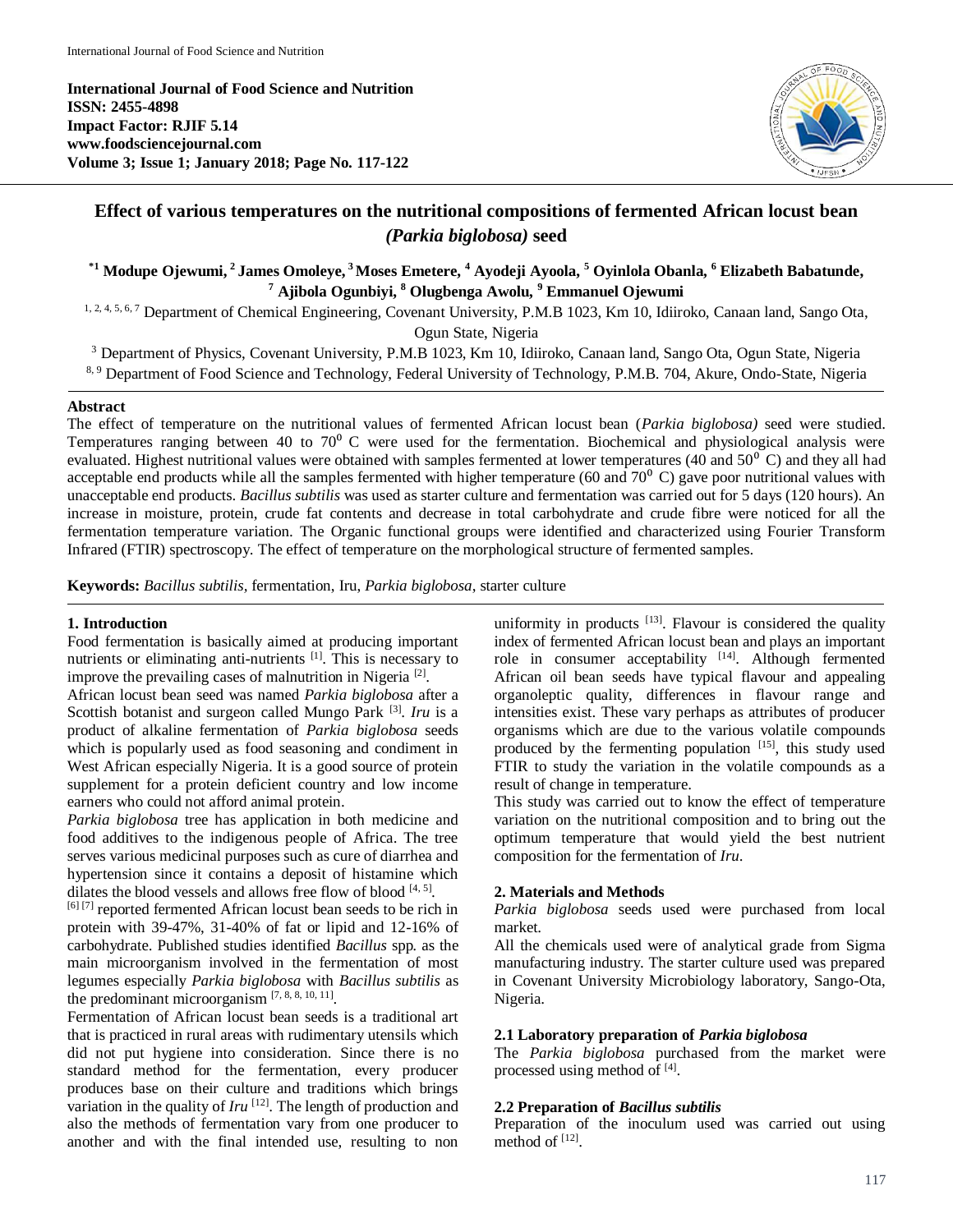# Effect of various temperatures on the nutritional compositions of fermented African locust bean *(Parkia biglobosa)* seed

**\*1 Modupe Ojewumi, 2 James Omoleye, 3 Moses Emetere, 4 Ayodeji Ayoola, 5 Oyinlola Obanla, 6 Elizabeth Babatunde, 7 Ajibola Ogunbiyi, 8 Olugbenga Awolu, 9 Emmanuel Ojewumi**

1, 2, 4, 5, 6, 7 Department of Chemical Engineering, Covenant University, P.M.B 1023, Km 10, Idiiroko, Canaan land, Sango Ota, Ogun State, Nigeria

3 Department of Physics, Covenant University, P.M.B 1023, Km 10, Idiiroko, Canaan land, Sango Ota, Ogun State, Nigeria

8, 9 Department of Food Science and Technology, Federal University of Technology, P.M.B. 704, Akure, Ondo-State, Nigeria

## Abstract

The effect of temperature on the nutritional values of fermented African locust bean (*Parkia biglobosa)* seed were studied. Temperatures ranging between 40 to 70$^0$ C were used for the fermentation. Biochemical and physiological analysis were evaluated. Highest nutritional values were obtained with samples fermented at lower temperatures (40 and 50$^0$ C) and they all had acceptable end products while all the samples fermented with higher temperature (60 and 70$^0$ C) gave poor nutritional values with unacceptable end products. *Bacillus subtilis* was used as starter culture and fermentation was carried out for 5 days (120 hours). An increase in moisture, protein, crude fat contents and decrease in total carbohydrate and crude fibre were noticed for all the fermentation temperature variation. The Organic functional groups were identified and characterized using Fourier Transform Infrared (FTIR) spectroscopy. The effect of temperature on the morphological structure of fermented samples.

**Keywords:** *Bacillus subtilis,* fermentation, Iru, *Parkia biglobosa*, starter culture

## 1. Introduction

Food fermentation is basically aimed at producing important nutrients or eliminating anti-nutrients [1]. This is necessary to improve the prevailing cases of malnutrition in Nigeria [2].

African locust bean seed was named *Parkia biglobosa* after a Scottish botanist and surgeon called Mungo Park [3]. *Iru* is a product of alkaline fermentation of *Parkia biglobosa* seeds which is popularly used as food seasoning and condiment in West African especially Nigeria. It is a good source of protein supplement for a protein deficient country and low income earners who could not afford animal protein.

*Parkia biglobosa* tree has application in both medicine and food additives to the indigenous people of Africa. The tree serves various medicinal purposes such as cure of diarrhea and hypertension since it contains a deposit of histamine which dilates the blood vessels and allows free flow of blood [4, 5].

[6] [7] reported fermented African locust bean seeds to be rich in protein with 39-47%, 31-40% of fat or lipid and 12-16% of carbohydrate. Published studies identified *Bacillus* spp. as the main microorganism involved in the fermentation of most legumes especially *Parkia biglobosa* with *Bacillus subtilis* as the predominant microorganism [7, 8, 8, 10, 11].

Fermentation of African locust bean seeds is a traditional art that is practiced in rural areas with rudimentary utensils which did not put hygiene into consideration. Since there is no standard method for the fermentation, every producer produces base on their culture and traditions which brings variation in the quality of *Iru* [12]. The length of production and also the methods of fermentation vary from one producer to another and with the final intended use, resulting to non uniformity in products [13]. Flavour is considered the quality index of fermented African locust bean and plays an important role in consumer acceptability [14]. Although fermented African oil bean seeds have typical flavour and appealing organoleptic quality, differences in flavour range and intensities exist. These vary perhaps as attributes of producer organisms which are due to the various volatile compounds produced by the fermenting population [15], this study used FTIR to study the variation in the volatile compounds as a result of change in temperature.

This study was carried out to know the effect of temperature variation on the nutritional composition and to bring out the optimum temperature that would yield the best nutrient composition for the fermentation of *Iru*.

## 2. Materials and Methods

*Parkia biglobosa* seeds used were purchased from local market.

All the chemicals used were of analytical grade from Sigma manufacturing industry. The starter culture used was prepared in Covenant University Microbiology laboratory, Sango-Ota, Nigeria.

### 2.1 Laboratory preparation of *Parkia biglobosa*

The *Parkia biglobosa* purchased from the market were processed using method of [4].

### 2.2 Preparation of *Bacillus subtilis*

Preparation of the inoculum used was carried out using method of [12].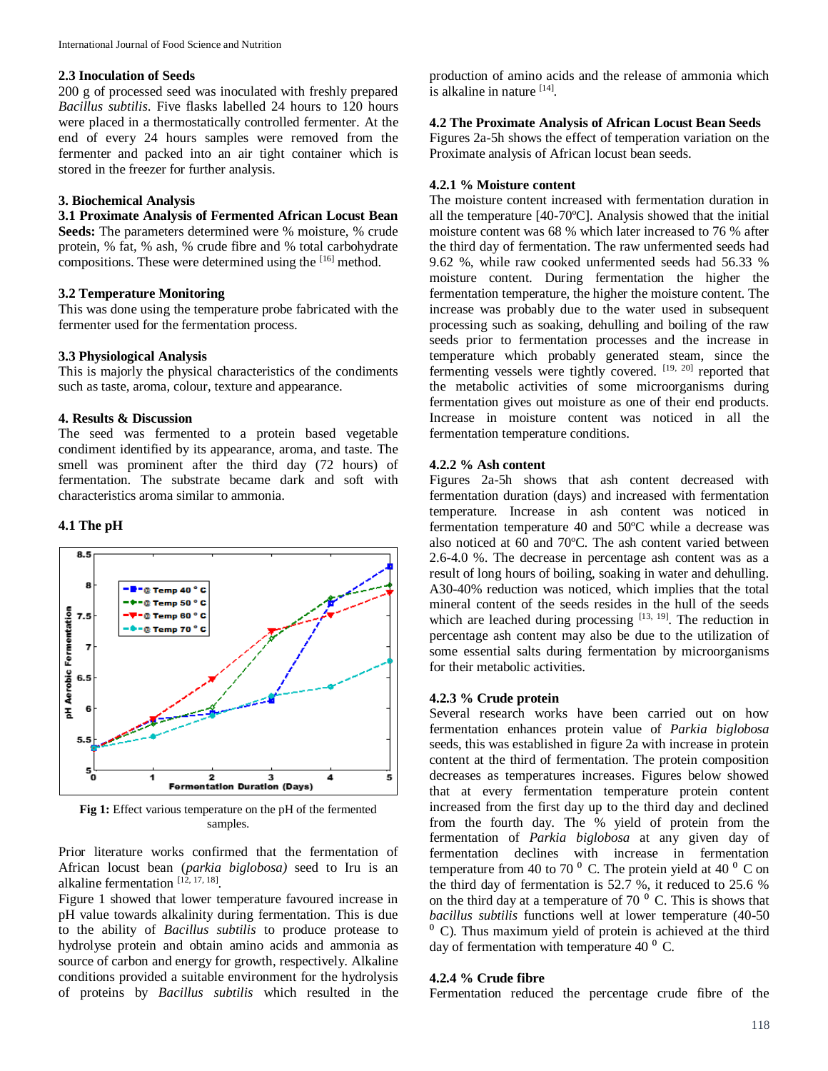### 2.3 Inoculation of Seeds

200 g of processed seed was inoculated with freshly prepared *Bacillus subtilis*. Five flasks labelled 24 hours to 120 hours were placed in a thermostatically controlled fermenter. At the end of every 24 hours samples were removed from the fermenter and packed into an air tight container which is stored in the freezer for further analysis.

## 3. Biochemical Analysis

**3.1 Proximate Analysis of Fermented African Locust Bean Seeds:** The parameters determined were % moisture, % crude protein, % fat, % ash, % crude fibre and % total carbohydrate compositions. These were determined using the [16] method.

### 3.2 Temperature Monitoring

This was done using the temperature probe fabricated with the fermenter used for the fermentation process.

### 3.3 Physiological Analysis

This is majorly the physical characteristics of the condiments such as taste, aroma, colour, texture and appearance.

## 4. Results & Discussion

The seed was fermented to a protein based vegetable condiment identified by its appearance, aroma, and taste. The smell was prominent after the third day (72 hours) of fermentation. The substrate became dark and soft with characteristics aroma similar to ammonia.

### 4.1 The pH

**Fig 1:** Effect various temperature on the pH of the fermented samples.

Prior literature works confirmed that the fermentation of African locust bean (*parkia biglobosa)* seed to Iru is an alkaline fermentation [12, 17, 18].

Figure 1 showed that lower temperature favoured increase in pH value towards alkalinity during fermentation. This is due to the ability of *Bacillus subtilis* to produce protease to hydrolyse protein and obtain amino acids and ammonia as source of carbon and energy for growth, respectively. Alkaline conditions provided a suitable environment for the hydrolysis of proteins by *Bacillus subtilis* which resulted in the production of amino acids and the release of ammonia which is alkaline in nature [14].

### 4.2 The Proximate Analysis of African Locust Bean Seeds

Figures 2a-5h shows the effect of temperation variation on the Proximate analysis of African locust bean seeds.

#### 4.2.1 % Moisture content

The moisture content increased with fermentation duration in all the temperature [40-70ºC]. Analysis showed that the initial moisture content was 68 % which later increased to 76 % after the third day of fermentation. The raw unfermented seeds had 9.62 %, while raw cooked unfermented seeds had 56.33 % moisture content. During fermentation the higher the fermentation temperature, the higher the moisture content. The increase was probably due to the water used in subsequent processing such as soaking, dehulling and boiling of the raw seeds prior to fermentation processes and the increase in temperature which probably generated steam, since the fermenting vessels were tightly covered. [19, 20] reported that the metabolic activities of some microorganisms during fermentation gives out moisture as one of their end products. Increase in moisture content was noticed in all the fermentation temperature conditions.

#### 4.2.2 % Ash content

Figures 2a-5h shows that ash content decreased with fermentation duration (days) and increased with fermentation temperature. Increase in ash content was noticed in fermentation temperature 40 and 50ºC while a decrease was also noticed at 60 and 70ºC. The ash content varied between 2.6-4.0 %. The decrease in percentage ash content was as a result of long hours of boiling, soaking in water and dehulling. A30-40% reduction was noticed, which implies that the total mineral content of the seeds resides in the hull of the seeds which are leached during processing [13, 19]. The reduction in percentage ash content may also be due to the utilization of some essential salts during fermentation by microorganisms for their metabolic activities.

#### 4.2.3 % Crude protein

Several research works have been carried out on how fermentation enhances protein value of *Parkia biglobosa* seeds, this was established in figure 2a with increase in protein content at the third of fermentation. The protein composition decreases as temperatures increases. Figures below showed that at every fermentation temperature protein content increased from the first day up to the third day and declined from the fourth day. The % yield of protein from the fermentation of *Parkia biglobosa* at any given day of fermentation declines with increase in fermentation temperature from 40 to 70 $^0$ C. The protein yield at 40 $^0$ C on the third day of fermentation is 52.7 %, it reduced to 25.6 % on the third day at a temperature of 70 $^0$ C. This is shows that *bacillus subtilis* functions well at lower temperature (40-50 $^0$ C). Thus maximum yield of protein is achieved at the third day of fermentation with temperature 40 $^0$ C.

#### 4.2.4 % Crude fibre

Fermentation reduced the percentage crude fibre of the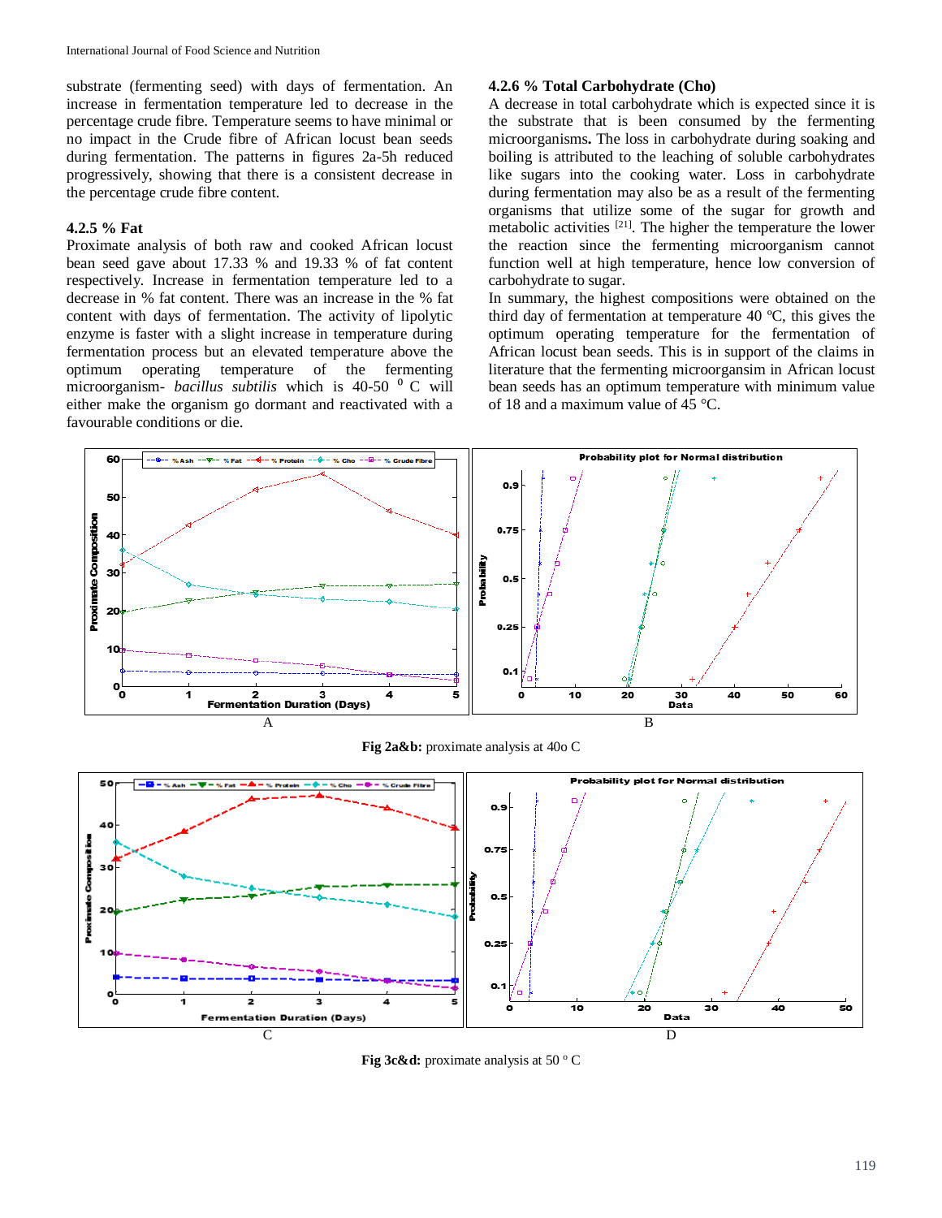substrate (fermenting seed) with days of fermentation. An increase in fermentation temperature led to decrease in the percentage crude fibre. Temperature seems to have minimal or no impact in the Crude fibre of African locust bean seeds during fermentation. The patterns in figures 2a-5h reduced progressively, showing that there is a consistent decrease in the percentage crude fibre content.

### 4.2.5 % Fat

Proximate analysis of both raw and cooked African locust bean seed gave about 17.33 % and 19.33 % of fat content respectively. Increase in fermentation temperature led to a decrease in % fat content. There was an increase in the % fat content with days of fermentation. The activity of lipolytic enzyme is faster with a slight increase in temperature during fermentation process but an elevated temperature above the optimum operating temperature of the fermenting microorganism- *bacillus subtilis* which is 40-50 $^{0}$ C will either make the organism go dormant and reactivated with a favourable conditions or die.

### 4.2.6 % Total Carbohydrate (Cho)

A decrease in total carbohydrate which is expected since it is the substrate that is been consumed by the fermenting microorganisms**.** The loss in carbohydrate during soaking and boiling is attributed to the leaching of soluble carbohydrates like sugars into the cooking water. Loss in carbohydrate during fermentation may also be as a result of the fermenting organisms that utilize some of the sugar for growth and metabolic activities [21]. The higher the temperature the lower the reaction since the fermenting microorganism cannot function well at high temperature, hence low conversion of carbohydrate to sugar.

In summary, the highest compositions were obtained on the third day of fermentation at temperature 40 ºC, this gives the optimum operating temperature for the fermentation of African locust bean seeds. This is in support of the claims in literature that the fermenting microorgansim in African locust bean seeds has an optimum temperature with minimum value of 18 and a maximum value of 45 °C.

A B

**Fig 2a&b:** proximate analysis at 40o C

C D

**Fig 3c&d:** proximate analysis at 50 º C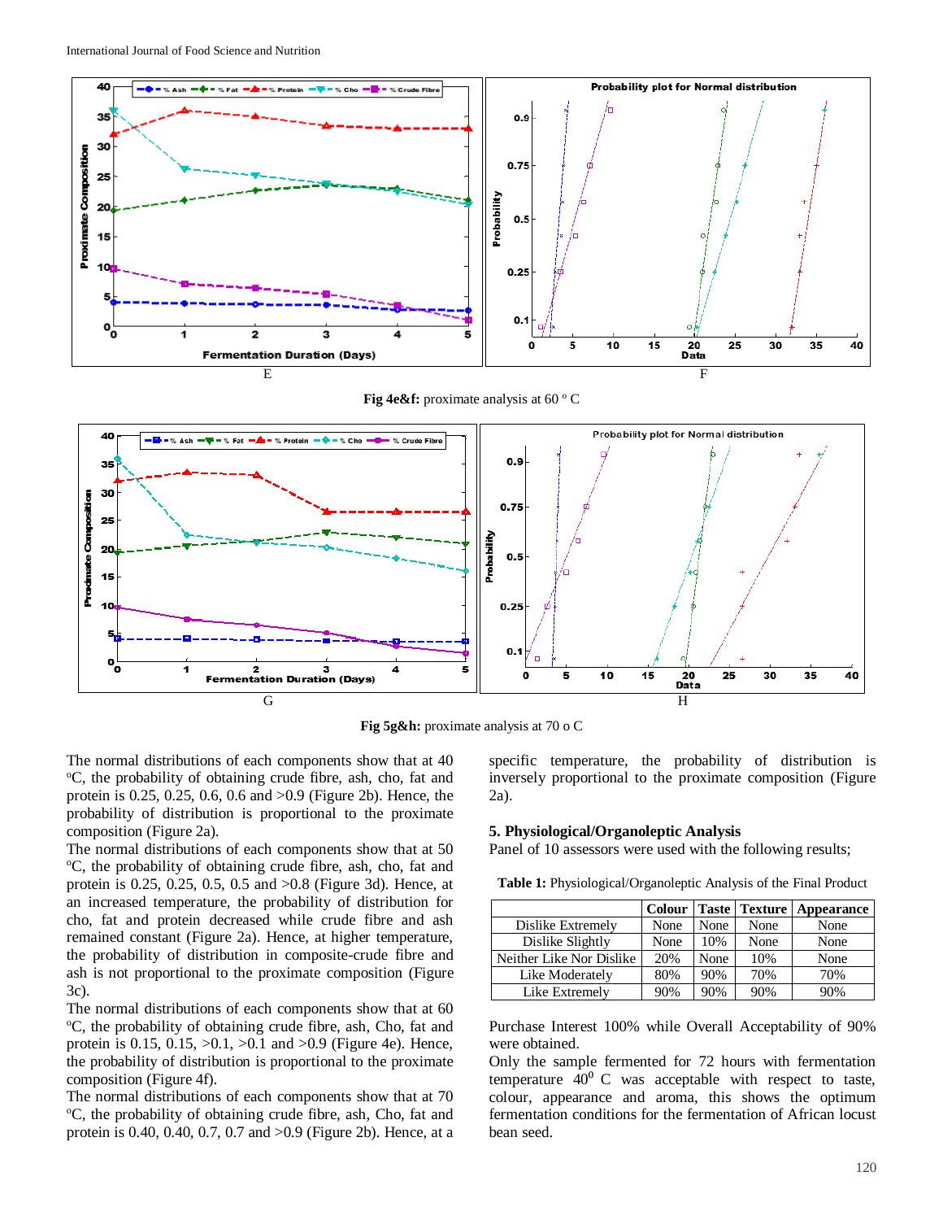E

F

**Fig 4e&f:** proximate analysis at 60 º C

G

H

**Fig 5g&h:** proximate analysis at 70 o C

The normal distributions of each components show that at 40 ºC, the probability of obtaining crude fibre, ash, cho, fat and protein is 0.25, 0.25, 0.6, 0.6 and >0.9 (Figure 2b). Hence, the probability of distribution is proportional to the proximate composition (Figure 2a).

The normal distributions of each components show that at 50 ºC, the probability of obtaining crude fibre, ash, cho, fat and protein is 0.25, 0.25, 0.5, 0.5 and >0.8 (Figure 3d). Hence, at an increased temperature, the probability of distribution for cho, fat and protein decreased while crude fibre and ash remained constant (Figure 2a). Hence, at higher temperature, the probability of distribution in composite-crude fibre and ash is not proportional to the proximate composition (Figure 3c).

The normal distributions of each components show that at 60 ºC, the probability of obtaining crude fibre, ash, Cho, fat and protein is 0.15, 0.15, >0.1, >0.1 and >0.9 (Figure 4e). Hence, the probability of distribution is proportional to the proximate composition (Figure 4f).

The normal distributions of each components show that at 70 ºC, the probability of obtaining crude fibre, ash, Cho, fat and protein is 0.40, 0.40, 0.7, 0.7 and >0.9 (Figure 2b). Hence, at a specific temperature, the probability of distribution is inversely proportional to the proximate composition (Figure 2a).

## 5. Physiological/Organoleptic Analysis

Panel of 10 assessors were used with the following results;

**Table 1:** Physiological/Organoleptic Analysis of the Final Product

| | Colour | Taste | Texture | Appearance |
|---|---|---|---|---|
| Dislike Extremely | None | None | None | None |
| Dislike Slightly | None | 10% | None | None |
| Neither Like Nor Dislike | 20% | None | 10% | None |
| Like Moderately | 80% | 90% | 70% | 70% |
| Like Extremely | 90% | 90% | 90% | 90% |

Purchase Interest 100% while Overall Acceptability of 90% were obtained.

Only the sample fermented for 72 hours with fermentation temperature $40^0$ C was acceptable with respect to taste, colour, appearance and aroma, this shows the optimum fermentation conditions for the fermentation of African locust bean seed.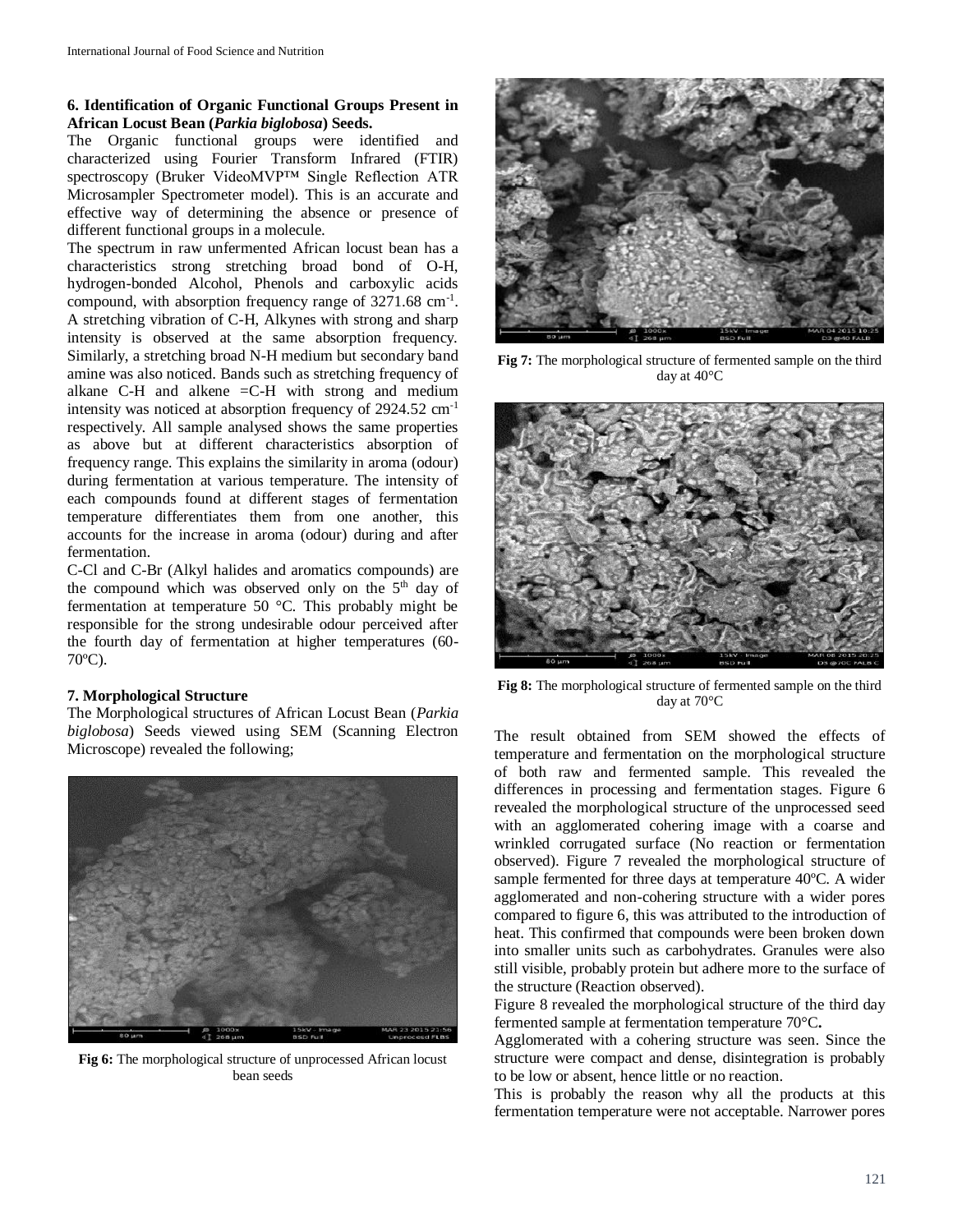### 6. Identification of Organic Functional Groups Present in African Locust Bean (*Parkia biglobosa*) Seeds.

The Organic functional groups were identified and characterized using Fourier Transform Infrared (FTIR) spectroscopy (Bruker VideoMVP™ Single Reflection ATR Microsampler Spectrometer model). This is an accurate and effective way of determining the absence or presence of different functional groups in a molecule.

The spectrum in raw unfermented African locust bean has a characteristics strong stretching broad bond of O-H, hydrogen-bonded Alcohol, Phenols and carboxylic acids compound, with absorption frequency range of 3271.68 $cm^{-1}$. A stretching vibration of C-H, Alkynes with strong and sharp intensity is observed at the same absorption frequency. Similarly, a stretching broad N-H medium but secondary band amine was also noticed. Bands such as stretching frequency of alkane C-H and alkene =C-H with strong and medium intensity was noticed at absorption frequency of 2924.52 $cm^{-1}$ respectively. All sample analysed shows the same properties as above but at different characteristics absorption of frequency range. This explains the similarity in aroma (odour) during fermentation at various temperature. The intensity of each compounds found at different stages of fermentation temperature differentiates them from one another, this accounts for the increase in aroma (odour) during and after fermentation.

C-Cl and C-Br (Alkyl halides and aromatics compounds) are the compound which was observed only on the $5^{th}$ day of fermentation at temperature 50 °C. This probably might be responsible for the strong undesirable odour perceived after the fourth day of fermentation at higher temperatures (60-70ºC).

### 7. Morphological Structure

The Morphological structures of African Locust Bean (*Parkia biglobosa*) Seeds viewed using SEM (Scanning Electron Microscope) revealed the following;

**Fig 6:** The morphological structure of unprocessed African locust bean seeds

**Fig 7:** The morphological structure of fermented sample on the third day at 40°C

**Fig 8:** The morphological structure of fermented sample on the third day at 70°C

The result obtained from SEM showed the effects of temperature and fermentation on the morphological structure of both raw and fermented sample. This revealed the differences in processing and fermentation stages. Figure 6 revealed the morphological structure of the unprocessed seed with an agglomerated cohering image with a coarse and wrinkled corrugated surface (No reaction or fermentation observed). Figure 7 revealed the morphological structure of sample fermented for three days at temperature 40ºC. A wider agglomerated and non-cohering structure with a wider pores compared to figure 6, this was attributed to the introduction of heat. This confirmed that compounds were been broken down into smaller units such as carbohydrates. Granules were also still visible, probably protein but adhere more to the surface of the structure (Reaction observed).

Figure 8 revealed the morphological structure of the third day fermented sample at fermentation temperature 70°C**.**

Agglomerated with a cohering structure was seen. Since the structure were compact and dense, disintegration is probably to be low or absent, hence little or no reaction.

This is probably the reason why all the products at this fermentation temperature were not acceptable. Narrower pores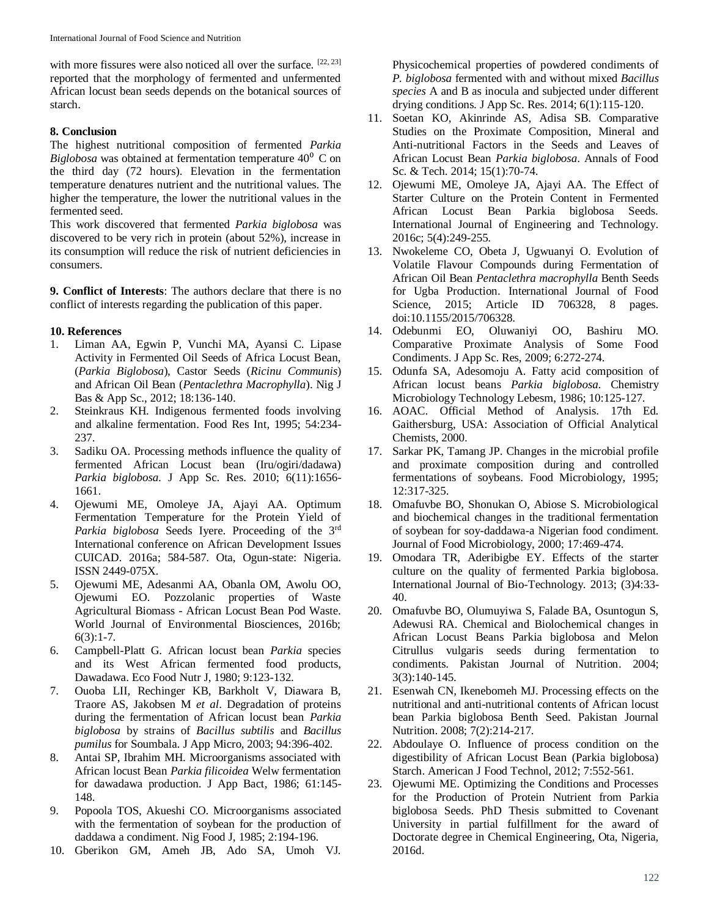with more fissures were also noticed all over the surface. [22, 23] reported that the morphology of fermented and unfermented African locust bean seeds depends on the botanical sources of starch.

## 8. Conclusion

The highest nutritional composition of fermented *Parkia Biglobosa* was obtained at fermentation temperature $40^0$ C on the third day (72 hours). Elevation in the fermentation temperature denatures nutrient and the nutritional values. The higher the temperature, the lower the nutritional values in the fermented seed.

This work discovered that fermented *Parkia biglobosa* was discovered to be very rich in protein (about 52%), increase in its consumption will reduce the risk of nutrient deficiencies in consumers.

**9. Conflict of Interests**: The authors declare that there is no conflict of interests regarding the publication of this paper.

## 10. References

1. Liman AA, Egwin P, Vunchi MA, Ayansi C. Lipase Activity in Fermented Oil Seeds of Africa Locust Bean, (*Parkia Biglobosa*), Castor Seeds (*Ricinu Communis*) and African Oil Bean (*Pentaclethra Macrophylla*). Nig J Bas & App Sc., 2012; 18:136-140.
2. Steinkraus KH. Indigenous fermented foods involving and alkaline fermentation. Food Res Int, 1995; 54:234-237.
3. Sadiku OA. Processing methods influence the quality of fermented African Locust bean (Iru/ogiri/dadawa) *Parkia biglobosa*. J App Sc. Res. 2010; 6(11):1656-1661.
4. Ojewumi ME, Omoleye JA, Ajayi AA. Optimum Fermentation Temperature for the Protein Yield of *Parkia biglobosa* Seeds Iyere. Proceeding of the 3rd International conference on African Development Issues CUICAD. 2016a; 584-587. Ota, Ogun-state: Nigeria. ISSN 2449-075X.
5. Ojewumi ME, Adesanmi AA, Obanla OM, Awolu OO, Ojewumi EO. Pozzolanic properties of Waste Agricultural Biomass - African Locust Bean Pod Waste. World Journal of Environmental Biosciences, 2016b; 6(3):1-7.
6. Campbell-Platt G. African locust bean *Parkia* species and its West African fermented food products, Dawadawa. Eco Food Nutr J, 1980; 9:123-132.
7. Ouoba LII, Rechinger KB, Barkholt V, Diawara B, Traore AS, Jakobsen M *et al*. Degradation of proteins during the fermentation of African locust bean *Parkia biglobosa* by strains of *Bacillus subtilis* and *Bacillus pumilus* for Soumbala. J App Micro, 2003; 94:396-402.
8. Antai SP, Ibrahim MH. Microorganisms associated with African locust Bean *Parkia filicoidea* Welw fermentation for dawadawa production. J App Bact, 1986; 61:145-148.
9. Popoola TOS, Akueshi CO. Microorganisms associated with the fermentation of soybean for the production of daddawa a condiment. Nig Food J, 1985; 2:194-196.
10. Gberikon GM, Ameh JB, Ado SA, Umoh VJ. Physicochemical properties of powdered condiments of *P. biglobosa* fermented with and without mixed *Bacillus species* A and B as inocula and subjected under different drying conditions. J App Sc. Res. 2014; 6(1):115-120.
11. Soetan KO, Akinrinde AS, Adisa SB. Comparative Studies on the Proximate Composition, Mineral and Anti-nutritional Factors in the Seeds and Leaves of African Locust Bean *Parkia biglobosa*. Annals of Food Sc. & Tech. 2014; 15(1):70-74.
12. Ojewumi ME, Omoleye JA, Ajayi AA. The Effect of Starter Culture on the Protein Content in Fermented African Locust Bean Parkia biglobosa Seeds. International Journal of Engineering and Technology. 2016c; 5(4):249-255.
13. Nwokeleme CO, Obeta J, Ugwuanyi O. Evolution of Volatile Flavour Compounds during Fermentation of African Oil Bean *Pentaclethra macrophylla* Benth Seeds for Ugba Production. International Journal of Food Science, 2015; Article ID 706328, 8 pages. doi:10.1155/2015/706328.
14. Odebunmi EO, Oluwaniyi OO, Bashiru MO. Comparative Proximate Analysis of Some Food Condiments. J App Sc. Res, 2009; 6:272-274.
15. Odunfa SA, Adesomoju A. Fatty acid composition of African locust beans *Parkia biglobosa*. Chemistry Microbiology Technology Lebesm, 1986; 10:125-127.
16. AOAC. Official Method of Analysis. 17th Ed. Gaithersburg, USA: Association of Official Analytical Chemists, 2000.
17. Sarkar PK, Tamang JP. Changes in the microbial profile and proximate composition during and controlled fermentations of soybeans. Food Microbiology, 1995; 12:317-325.
18. Omafuvbe BO, Shonukan O, Abiose S. Microbiological and biochemical changes in the traditional fermentation of soybean for soy-daddawa-a Nigerian food condiment. Journal of Food Microbiology, 2000; 17:469-474.
19. Omodara TR, Aderibigbe EY. Effects of the starter culture on the quality of fermented Parkia biglobosa. International Journal of Bio-Technology. 2013; (3)4:33-40.
20. Omafuvbe BO, Olumuyiwa S, Falade BA, Osuntogun S, Adewusi RA. Chemical and Biolochemical changes in African Locust Beans Parkia biglobosa and Melon Citrullus vulgaris seeds during fermentation to condiments. Pakistan Journal of Nutrition. 2004; 3(3):140-145.
21. Esenwah CN, Ikenebomeh MJ. Processing effects on the nutritional and anti-nutritional contents of African locust bean Parkia biglobosa Benth Seed. Pakistan Journal Nutrition. 2008; 7(2):214-217.
22. Abdoulaye O. Influence of process condition on the digestibility of African Locust Bean (Parkia biglobosa) Starch. American J Food Technol, 2012; 7:552-561.
23. Ojewumi ME. Optimizing the Conditions and Processes for the Production of Protein Nutrient from Parkia biglobosa Seeds. PhD Thesis submitted to Covenant University in partial fulfillment for the award of Doctorate degree in Chemical Engineering, Ota, Nigeria, 2016d.